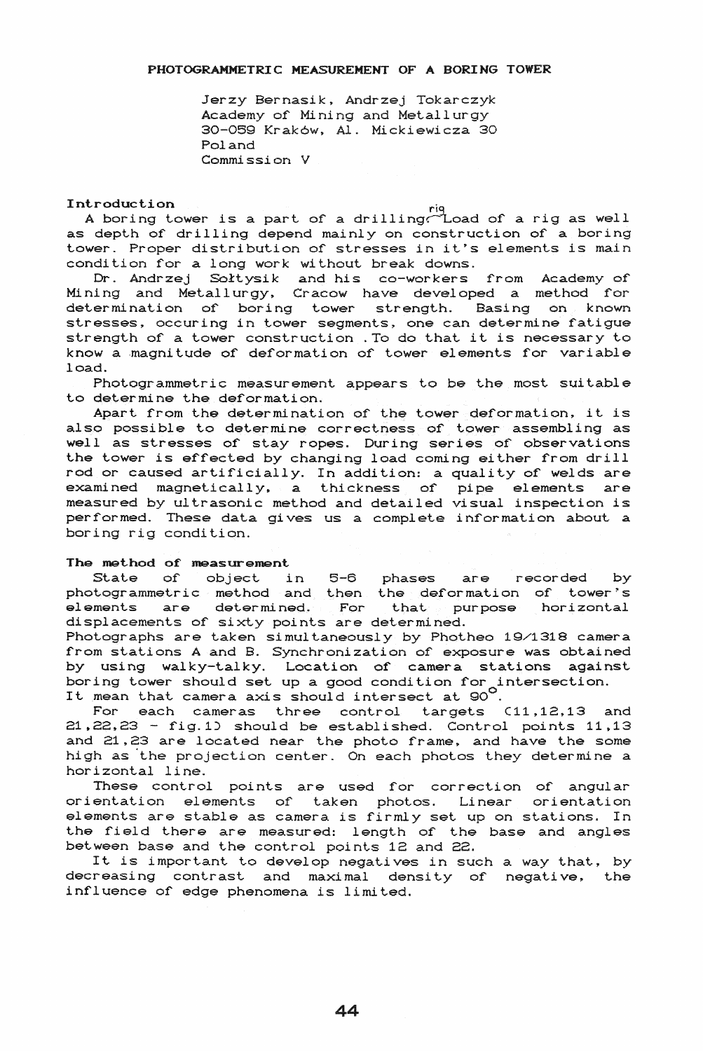# PHOTOGRAMMETRIC MEASUREMENT OF A BORING TOWER

Jerzy Bernasik, Andrzej Tokarczyk
Academy of Mining and Metallurgy
30-059 Kraków, Al. Mickiewicza 30
Poland
Commission V

## Introduction

A boring tower is a part of a drilling rig. Load of a rig as well as depth of drilling depend mainly on construction of a boring tower. Proper distribution of stresses in it's elements is main condition for a long work without break downs.

Dr. Andrzej Sołtysik and his co-workers from Academy of Mining and Metallurgy, Cracow have developed a method for determination of boring tower strength. Basing on known stresses, occuring in tower segments, one can determine fatigue strength of a tower construction . To do that it is necessary to know a magnitude of deformation of tower elements for variable load.

Photogrammetric measurement appears to be the most suitable to determine the deformation.

Apart from the determination of the tower deformation, it is also possible to determine correctness of tower assembling as well as stresses of stay ropes. During series of observations the tower is effected by changing load coming either from drill rod or caused artificially. In addition: a quality of welds are examined magnetically, a thickness of pipe elements are measured by ultrasonic method and detailed visual inspection is performed. These data gives us a complete information about a boring rig condition.

## The method of measurement

State of object in 5-6 phases are recorded by photogrammetric method and then the deformation of tower's elements are determined. For that purpose horizontal displacements of sixty points are determined.

Photographs are taken simultaneously by Photheo 19/1318 camera from stations A and B. Synchronization of exposure was obtained by using walky-talky. Location of camera stations against boring tower should set up a good condition for intersection. It mean that camera axis should intersect at 90°.

For each cameras three control targets (11,12,13 and 21,22,23 - fig.1) should be established. Control points 11,13 and 21,23 are located near the photo frame, and have the some high as the projection center. On each photos they determine a horizontal line.

These control points are used for correction of angular orientation elements of taken photos. Linear orientation elements are stable as camera is firmly set up on stations. In the field there are measured: length of the base and angles between base and the control points 12 and 22.

It is important to develop negatives in such a way that, by decreasing contrast and maximal density of negative, the influence of edge phenomena is limited.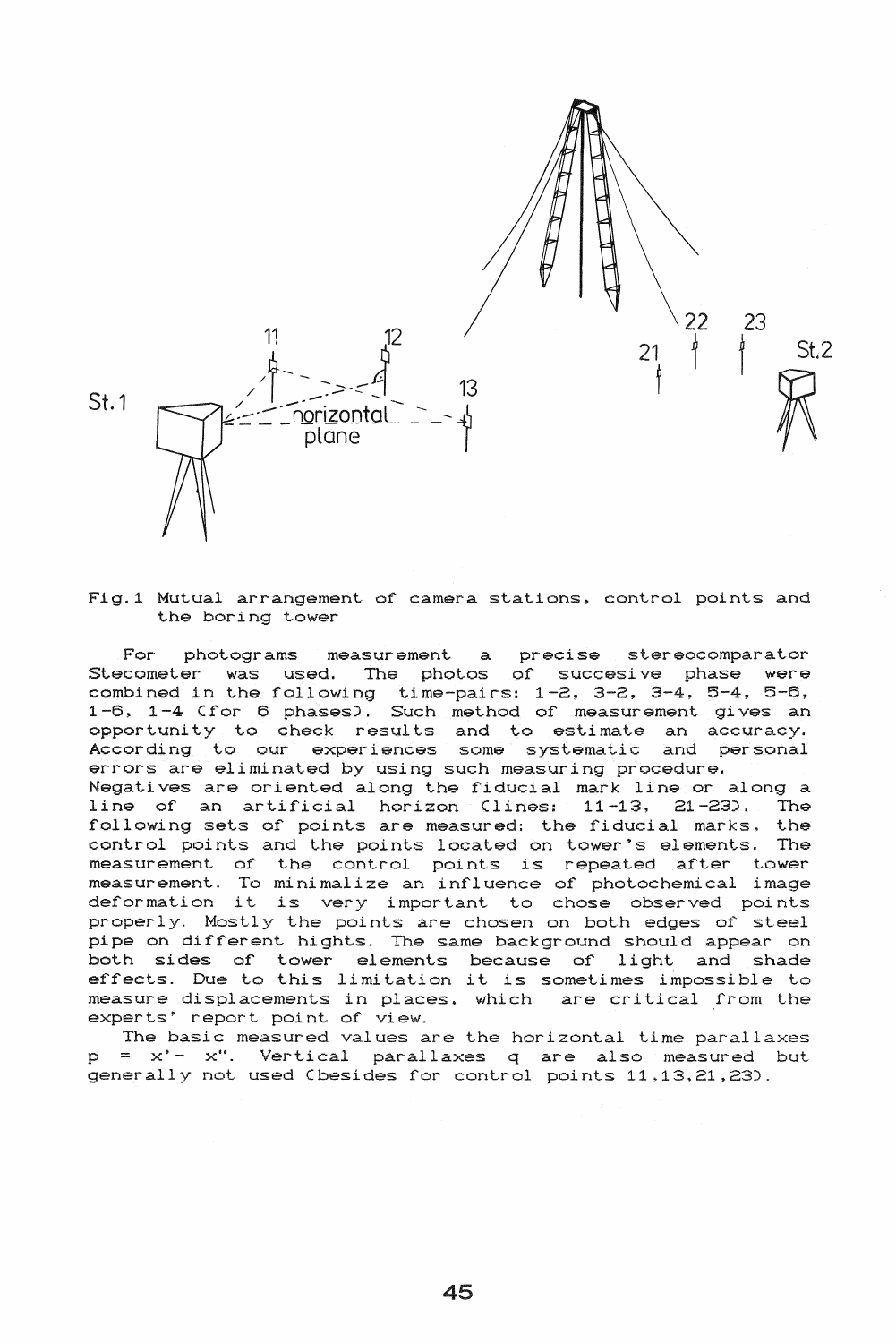Fig.1 Mutual arrangement of camera stations, control points and the boring tower

For photograms measurement a precise stereocomparator Stecometer was used. The photos of succesive phase were combined in the following time-pairs: 1-2, 3-2, 3-4, 5-4, 5-6, 1-6, 1-4 (for 6 phases). Such method of measurement gives an opportunity to check results and to estimate an accuracy. According to our experiences some systematic and personal errors are eliminated by using such measuring procedure.
Negatives are oriented along the fiducial mark line or along a line of an artificial horizon (lines: 11-13, 21-23). The following sets of points are measured: the fiducial marks, the control points and the points located on tower's elements. The measurement of the control points is repeated after tower measurement. To minimalize an influence of photochemical image deformation it is very important to chose observed points properly. Mostly the points are chosen on both edges of steel pipe on different hights. The same background should appear on both sides of tower elements because of light and shade effects. Due to this limitation it is sometimes impossible to measure displacements in places, which are critical from the experts' report point of view.

The basic measured values are the horizontal time parallaxes $p = x' - x''$. Vertical parallaxes $q$ are also measured but generally not used (besides for control points 11,13,21,23).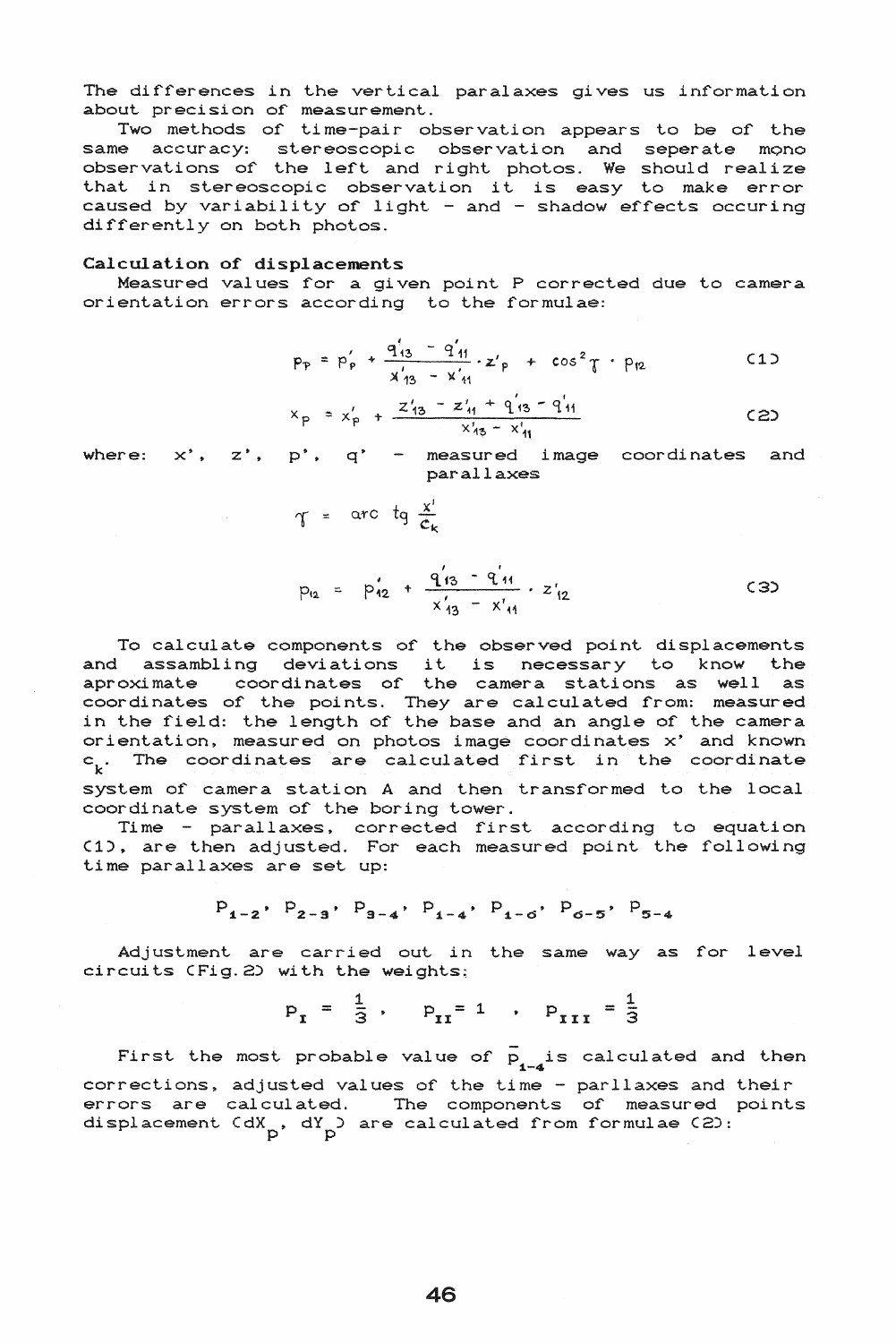The differences in the vertical paralaxes gives us information about precision of measurement.

Two methods of time-pair observation appears to be of the same accuracy: stereoscopic observation and seperate mono observations of the left and right photos. We should realize that in stereoscopic observation it is easy to make error caused by variability of light - and - shadow effects occuring differently on both photos.

**Calculation of displacements**

Measured values for a given point P corrected due to camera orientation errors according to the formulae:

$$p_P = p'_P + \frac{q'_{13} - q'_{11}}{x'_{13} - x'_{11}} \cdot z'_P + \cos^2\gamma \cdot p_{12} \qquad (1)$$

$$x_P = x'_P + \frac{z'_{13} - z'_{11} + q'_{13} - q'_{11}}{x'_{13} - x'_{11}} \qquad (2)$$

where: $x'$, $z'$, $p'$, $q'$ - measured image coordinates and parallaxes

$$\gamma = \text{arc tg} \frac{x'}{c_k}$$

$$p_{12} = p'_{12} + \frac{q'_{13} - q'_{11}}{x'_{13} - x'_{11}} \cdot z'_{12} \qquad (3)$$

To calculate components of the observed point displacements and assambling deviations it is necessary to know the aproximate coordinates of the camera stations as well as coordinates of the points. They are calculated from: measured in the field: the length of the base and an angle of the camera orientation, measured on photos image coordinates $x'$ and known $c_k$. The coordinates are calculated first in the coordinate system of camera station A and then transformed to the local coordinate system of the boring tower.

Time - parallaxes, corrected first according to equation (1), are then adjusted. For each measured point the following time parallaxes are set up:

$$p_{1-2},\ p_{2-3},\ p_{3-4},\ p_{1-4},\ p_{1-6},\ p_{6-5},\ p_{5-4}$$

Adjustment are carried out in the same way as for level circuits (Fig.2) with the weights:

$$P_I = \frac{1}{3}, \quad P_{II} = 1, \quad P_{III} = \frac{1}{3}$$

First the most probable value of $\bar{p}_{1-4}$ is calculated and then corrections, adjusted values of the time - parllaxes and their errors are calculated. The components of measured points displacement ($dX_p$, $dY_p$) are calculated from formulae (2):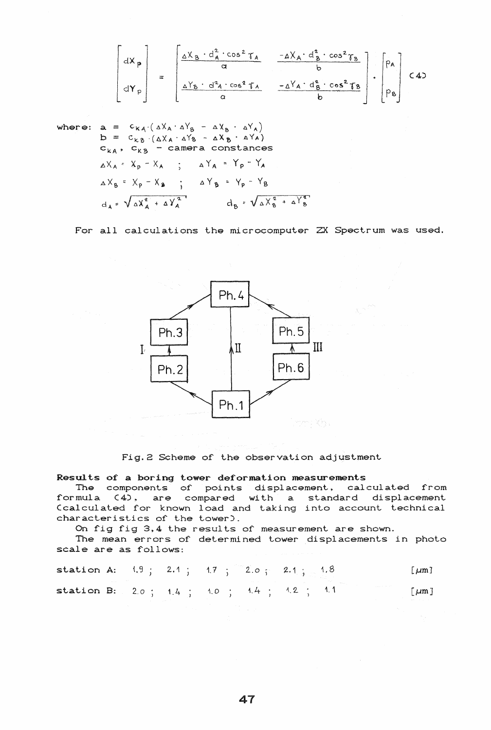$$
\begin{bmatrix} dX_p \\ dY_p \end{bmatrix} = \begin{bmatrix} \dfrac{\Delta X_B \cdot d_A^2 \cdot \cos^2 \gamma_A}{a} & \dfrac{-\Delta X_A \cdot d_B^2 \cdot \cos^2 \gamma_B}{b} \\ \dfrac{\Delta Y_B \cdot d_A^2 \cdot \cos^2 \gamma_A}{a} & \dfrac{-\Delta Y_A \cdot d_B^2 \cdot \cos^2 \gamma_B}{b} \end{bmatrix} \cdot \begin{bmatrix} p_A \\ p_B \end{bmatrix} \quad (4)
$$

where: $a = c_{KA} \cdot (\Delta X_A \cdot \Delta Y_B - \Delta X_B \cdot \Delta Y_A)$

$b = c_{KB} \cdot (\Delta X_A \cdot \Delta Y_B - \Delta X_B \cdot \Delta Y_A)$

$c_{KA}$, $c_{KB}$ – camera constances

$\Delta X_A = X_p - X_A$ ; $\Delta Y_A = Y_p - Y_A$

$\Delta X_B = X_p - X_B$ ; $\Delta Y_B = Y_p - Y_B$

$d_A = \sqrt{\Delta X_A^2 + \Delta Y_A^2}$ $d_B = \sqrt{\Delta X_B^2 + \Delta Y_B^2}$

For all calculations the microcomputer ZX Spectrum was used.

Fig. 2 Scheme of the observation adjustment

**Results of a boring tower deformation measurements**

The components of points displacement, calculated from formula (4), are compared with a standard displacement (calculated for known load and taking into account technical characteristics of the tower).

On fig fig 3,4 the results of measurement are shown.

The mean errors of determined tower displacements in photo scale are as follows:

station A: 1.9 ; 2.1 ; 1.7 ; 2.0 ; 2.1 ; 1.8 [μm]

station B: 2.0 ; 1.4 ; 1.0 ; 1.4 ; 1.2 ; 1.1 [μm]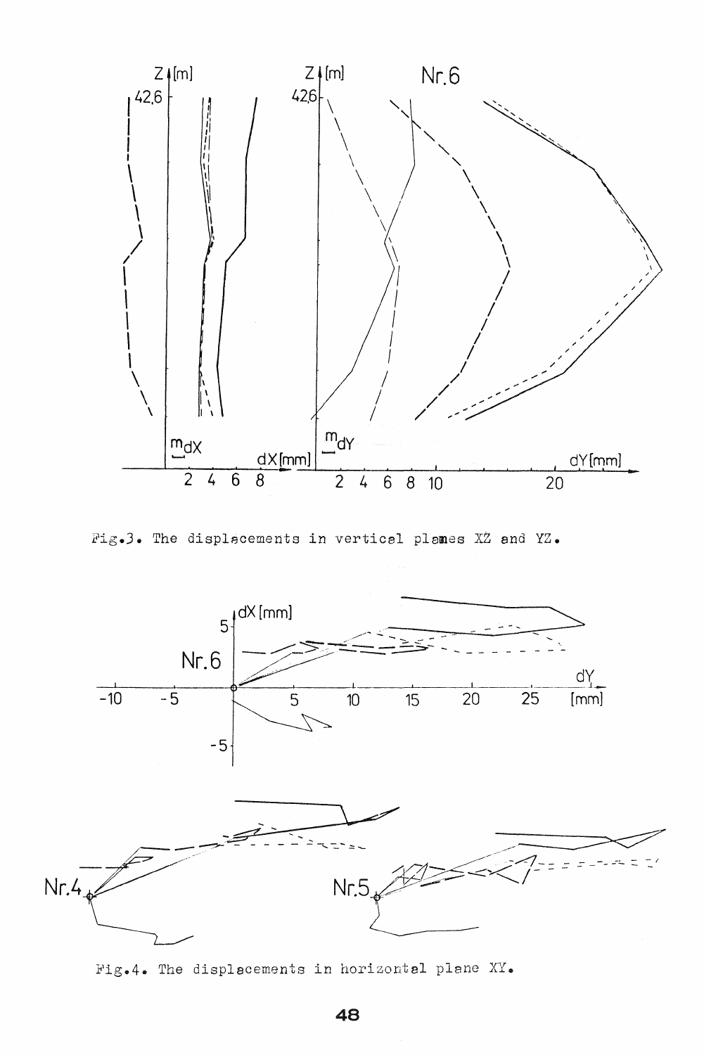Fig.3. The displacements in vertical planes XZ and YZ.

Fig.4. The displacements in horizontal plane XY.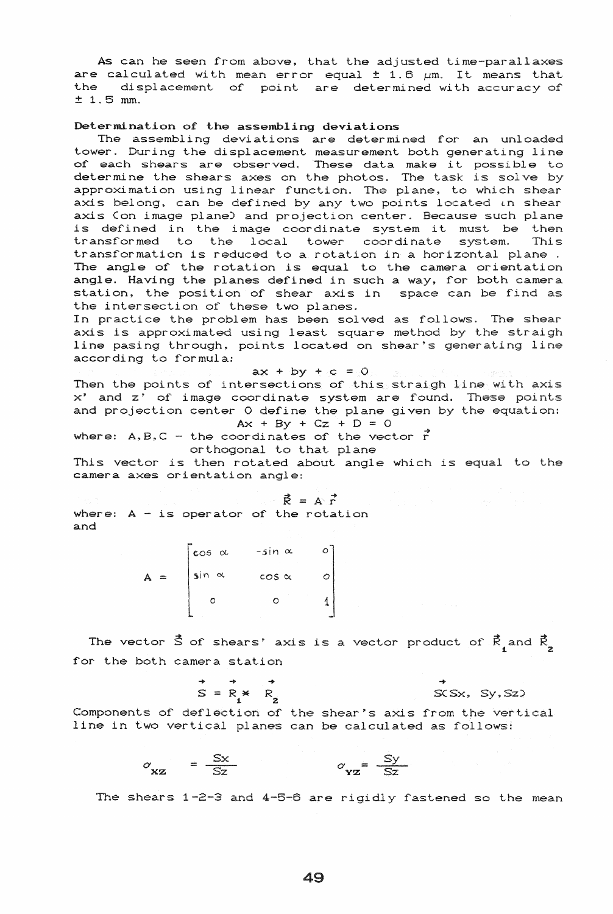As can he seen from above, that the adjusted time-parallaxes are calculated with mean error equal ± 1.6 μm. It means that the displacement of point are determined with accuracy of ± 1.5 mm.

**Determination of the assembling deviations**

The assembling deviations are determined for an unloaded tower. During the displacement measurement both generating line of each shears are observed. These data make it possible to determine the shears axes on the photos. The task is solve by approximation using linear function. The plane, to which shear axis belong, can be defined by any two points located in shear axis (on image plane) and projection center. Because such plane is defined in the image coordinate system it must be then transformed to the local tower coordinate system. This transformation is reduced to a rotation in a horizontal plane . The angle of the rotation is equal to the camera orientation angle. Having the planes defined in such a way, for both camera station, the position of shear axis in space can be find as the intersection of these two planes.

In practice the problem has been solved as follows. The shear axis is approximated using least square method by the straigh line pasing through, points located on shear's generating line according to formula:

$$ax + by + c = 0$$

Then the points of intersections of this straigh line with axis x' and z' of image coordinate system are found. These points and projection center O define the plane given by the equation:

$$Ax + By + Cz + D = 0$$

where: A,B,C – the coordinates of the vector $\vec{r}$ orthogonal to that plane

This vector is then rotated about angle which is equal to the camera axes orientation angle:

$$\vec{R} = A\,\vec{r}$$

where: A – is operator of the rotation and

$$A = \begin{bmatrix} \cos\alpha & -\sin\alpha & 0 \\ \sin\alpha & \cos\alpha & 0 \\ 0 & 0 & 1 \end{bmatrix}$$

The vector $\vec{S}$ of shears' axis is a vector product of $\vec{R}_1$ and $\vec{R}_2$ for the both camera station

$$\vec{S} = \vec{R}_1 * \vec{R}_2 \qquad \vec{S}(Sx,\ Sy,\ Sz)$$

Components of deflection of the shear's axis from the vertical line in two vertical planes can be calculated as follows:

$$\sigma_{xz} = \frac{Sx}{Sz} \qquad \sigma_{yz} = \frac{Sy}{Sz}$$

The shears 1-2-3 and 4-5-6 are rigidly fastened so the mean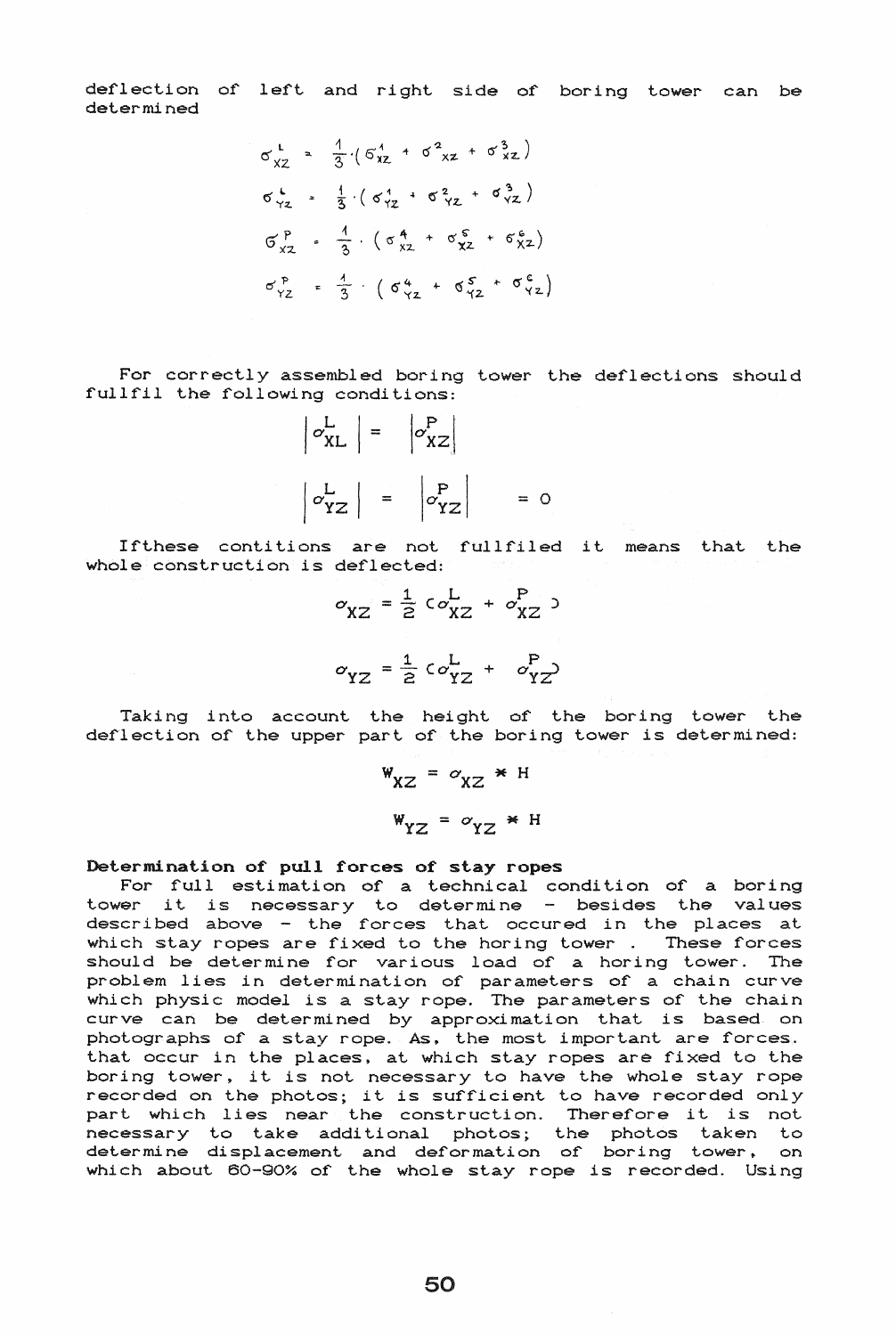deflection of left and right side of boring tower can be determined

$$\sigma^{L}_{XZ} = \frac{1}{3}\cdot(\sigma^{1}_{XZ} + \sigma^{2}_{XZ} + \sigma^{3}_{XZ})$$

$$\sigma^{L}_{YZ} = \frac{1}{3}\cdot(\sigma^{1}_{YZ} + \sigma^{2}_{YZ} + \sigma^{3}_{YZ})$$

$$\sigma^{P}_{XZ} = \frac{1}{3}\cdot(\sigma^{4}_{XZ} + \sigma^{5}_{XZ} + \sigma^{6}_{XZ})$$

$$\sigma^{P}_{YZ} = \frac{1}{3}\cdot(\sigma^{4}_{YZ} + \sigma^{5}_{YZ} + \sigma^{6}_{YZ})$$

For correctly assembled boring tower the deflections should fullfil the following conditions:

$$\left|\sigma^{L}_{XL}\right| = \left|\sigma^{P}_{XZ}\right|$$

$$\left|\sigma^{L}_{YZ}\right| = \left|\sigma^{P}_{YZ}\right| = 0$$

Ifthese contitions are not fullfiled it means that the whole construction is deflected:

$$\sigma_{XZ} = \frac{1}{2}(\sigma^{L}_{XZ} + \sigma^{P}_{XZ})$$

$$\sigma_{YZ} = \frac{1}{2}(\sigma^{L}_{YZ} + \sigma^{P}_{YZ})$$

Taking into account the height of the boring tower the deflection of the upper part of the boring tower is determined:

$$W_{XZ} = \sigma_{XZ} * H$$

$$W_{YZ} = \sigma_{YZ} * H$$

**Determination of pull forces of stay ropes**

For full estimation of a technical condition of a boring tower it is necessary to determine - besides the values described above - the forces that occured in the places at which stay ropes are fixed to the horing tower . These forces should be determine for various load of a horing tower. The problem lies in determination of parameters of a chain curve which physic model is a stay rope. The parameters of the chain curve can be determined by approximation that is based on photographs of a stay rope. As, the most important are forces. that occur in the places, at which stay ropes are fixed to the boring tower, it is not necessary to have the whole stay rope recorded on the photos; it is sufficient to have recorded only part which lies near the construction. Therefore it is not necessary to take additional photos; the photos taken to determine displacement and deformation of boring tower, on which about 60-90% of the whole stay rope is recorded. Using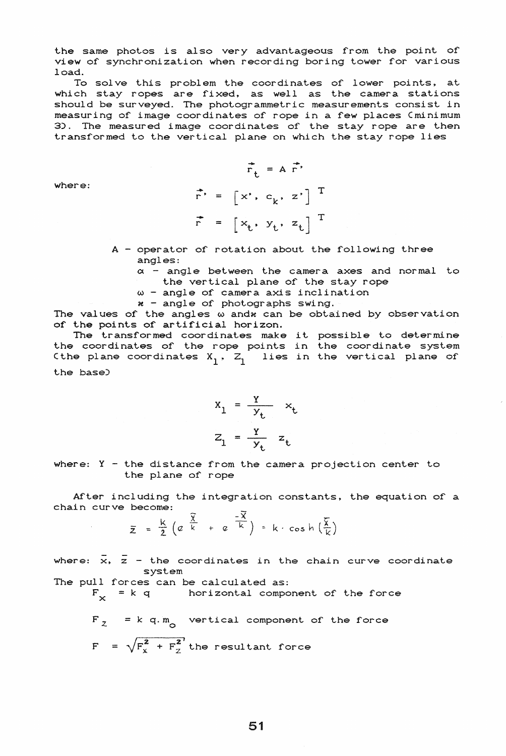the same photos is also very advantageous from the point of view of synchronization when recording boring tower for various load.

To solve this problem the coordinates of lower points, at which stay ropes are fixed, as well as the camera stations should be surveyed. The photogrammetric measurements consist in measuring of image coordinates of rope in a few places (minimum 3). The measured image coordinates of the stay rope are then transformed to the vertical plane on which the stay rope lies

$$\vec{r}_t = A\,\vec{r}'$$

where:

$$\vec{r}' = \left[x',\ c_k,\ z'\right]^T$$

$$\vec{r} = \left[x_t,\ y_t,\ z_t\right]^T$$

A - operator of rotation about the following three angles:
- $\alpha$ - angle between the camera axes and normal to the vertical plane of the stay rope
- $\omega$ - angle of camera axis inclination
- $\varkappa$ - angle of photographs swing.

The values of the angles $\omega$ and $\varkappa$ can be obtained by observation of the points of artificial horizon.

The transformed coordinates make it possible to determine the coordinates of the rope points in the coordinate system (the plane coordinates $X_1$, $Z_1$ lies in the vertical plane of the base)

$$X_1 = \frac{Y}{y_t}\,x_t$$

$$Z_1 = \frac{Y}{y_t}\,z_t$$

where: Y - the distance from the camera projection center to the plane of rope

After including the integration constants, the equation of a chain curve become:

$$\bar{z} = \frac{k}{2}\left(e^{\frac{\bar{x}}{k}} + e^{\frac{-\bar{x}}{k}}\right) = k\cdot\cosh\left(\frac{\bar{x}}{k}\right)$$

where: $\bar{x}$, $\bar{z}$ - the coordinates in the chain curve coordinate system

The pull forces can be calculated as:

$F_x = k\,q$ horizontal component of the force

$F_z = k\,q.m_o$ vertical component of the force

$F = \sqrt{F_x^2 + F_z^2}$ the resultant force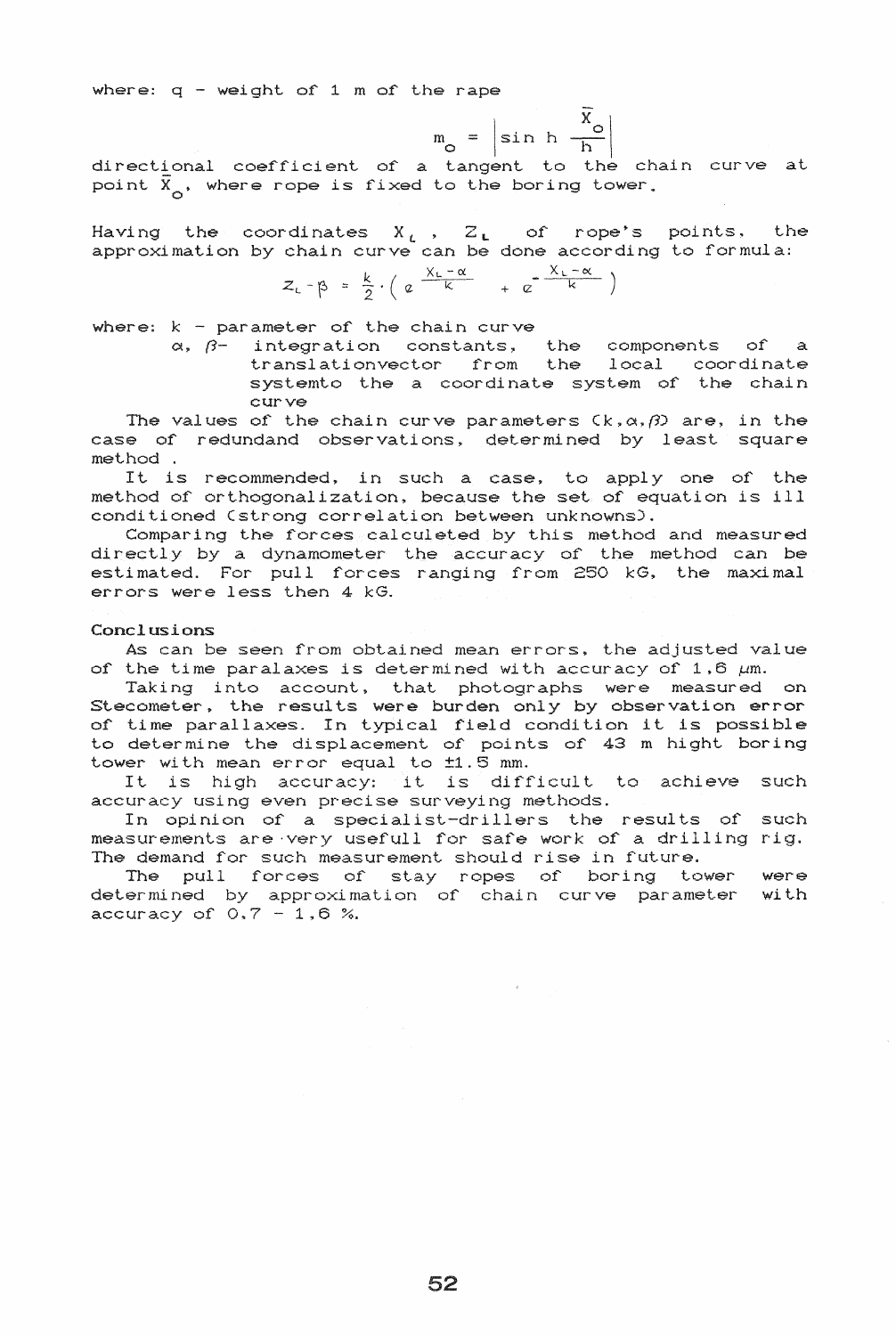where: q - weight of 1 m of the rape

$$m_o = \left| \sin h \frac{\bar{X}_o}{h} \right|$$

directional coefficient of a tangent to the chain curve at point $\bar{X}_o$, where rope is fixed to the boring tower.

Having the coordinates $X_L$, $Z_L$ of rope's points, the approximation by chain curve can be done according to formula:

$$Z_L - \beta = \frac{k}{2} \cdot \left( e^{\frac{X_L - \alpha}{k}} + e^{-\frac{X_L - \alpha}{k}} \right)$$

where: k - parameter of the chain curve

$\alpha$, $\beta$- integration constants, the components of a translationvector from the local coordinate systemto the a coordinate system of the chain curve

The values of the chain curve parameters ($k, \alpha, \beta$) are, in the case of redundand observations, determined by least square method .

It is recommended, in such a case, to apply one of the method of orthogonalization, because the set of equation is ill conditioned (strong correlation between unknowns).

Comparing the forces calculeted by this method and measured directly by a dynamometer the accuracy of the method can be estimated. For pull forces ranging from 250 kG, the maximal errors were less then 4 kG.

## Conclusions

As can be seen from obtained mean errors, the adjusted value of the time paralaxes is determined with accuracy of 1,6 μm.

Taking into account, that photographs were measured on Stecometer, the results were burden only by observation error of time parallaxes. In typical field condition it is possible to determine the displacement of points of 43 m hight boring tower with mean error equal to ±1.5 mm.

It is high accuracy: it is difficult to achieve such accuracy using even precise surveying methods.

In opinion of a specialist-drillers the results of such measurements are very usefull for safe work of a drilling rig. The demand for such measurement should rise in future.

The pull forces of stay ropes of boring tower were determined by approximation of chain curve parameter with accuracy of 0,7 - 1,6 %.